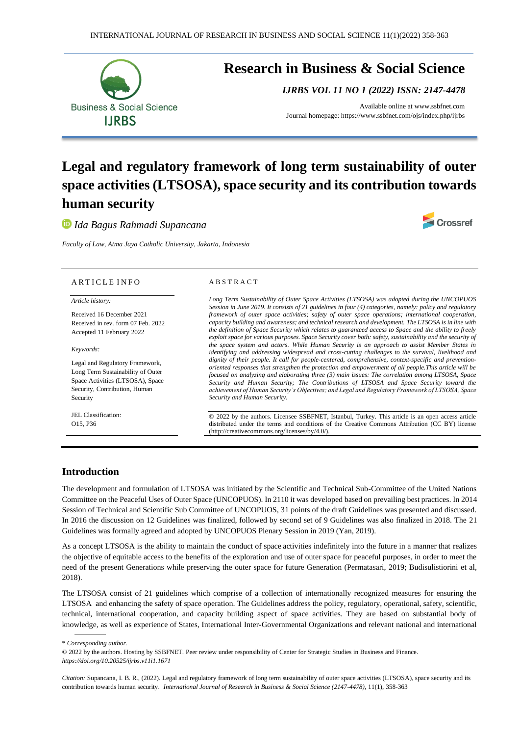# Research in Business & Social Science

*IJRBS VOL 11 NO 1 (2022) ISSN: 2147-4478*

Available online at www.ssbfnet.com
Journal homepage: https://www.ssbfnet.com/ojs/index.php/ijrbs

# Legal and regulatory framework of long term sustainability of outer space activities (LTSOSA), space security and its contribution towards human security

*Ida Bagus Rahmadi Supancana*

*Faculty of Law, Atma Jaya Catholic University, Jakarta, Indonesia*

## ARTICLE INFO

*Article history:*

Received 16 December 2021
Received in rev. form 07 Feb. 2022
Accepted 11 February 2022

*Keywords:*

Legal and Regulatory Framework, Long Term Sustainability of Outer Space Activities (LTSOSA), Space Security, Contribution, Human Security

JEL Classification:
O15, P36

## ABSTRACT

*Long Term Sustainability of Outer Space Activities (LTSOSA) was adopted during the UNCOPUOS Session in June 2019. It consists of 21 guidelines in four (4) categories, namely: policy and regulatory framework of outer space activities; safety of outer space operations; international cooperation, capacity building and awareness; and technical research and development. The LTSOSA is in line with the definition of Space Security which relates to guaranteed access to Space and the ability to freely exploit space for various purposes. Space Security cover both: safety, sustainability and the security of the space system and actors. While Human Security is an approach to assist Member States in identifying and addressing widespread and cross-cutting challenges to the survival, livelihood and dignity of their people. It call for people-centered, comprehensive, context-specific and prevention-oriented responses that strengthen the protection and empowerment of all people.This article will be focused on analyzing and elaborating three (3) main issues: The correlation among LTSOSA, Space Security and Human Security; The Contributions of LTSOSA and Space Security toward the achievement of Human Security's Objectives; and Legal and Regulatory Framework of LTSOSA, Space Security and Human Security.*

© 2022 by the authors. Licensee SSBFNET, Istanbul, Turkey. This article is an open access article distributed under the terms and conditions of the Creative Commons Attribution (CC BY) license (http://creativecommons.org/licenses/by/4.0/).

## Introduction

The development and formulation of LTSOSA was initiated by the Scientific and Technical Sub-Committee of the United Nations Committee on the Peaceful Uses of Outer Space (UNCOPUOS). In 2110 it was developed based on prevailing best practices. In 2014 Session of Technical and Scientific Sub Committee of UNCOPUOS, 31 points of the draft Guidelines was presented and discussed. In 2016 the discussion on 12 Guidelines was finalized, followed by second set of 9 Guidelines was also finalized in 2018. The 21 Guidelines was formally agreed and adopted by UNCOPUOS Plenary Session in 2019 (Yan, 2019).

As a concept LTSOSA is the ability to maintain the conduct of space activities indefinitely into the future in a manner that realizes the objective of equitable access to the benefits of the exploration and use of outer space for peaceful purposes, in order to meet the need of the present Generations while preserving the outer space for future Generation (Permatasari, 2019; Budisulistiorini et al, 2018).

The LTSOSA consist of 21 guidelines which comprise of a collection of internationally recognized measures for ensuring the LTSOSA and enhancing the safety of space operation. The Guidelines address the policy, regulatory, operational, safety, scientific, technical, international cooperation, and capacity building aspect of space activities. They are based on substantial body of knowledge, as well as experience of States, International Inter-Governmental Organizations and relevant national and international

\* *Corresponding author.*

© 2022 by the authors. Hosting by SSBFNET. Peer review under responsibility of Center for Strategic Studies in Business and Finance.
*https://doi.org/10.20525/ijrbs.v11i1.1671*

*Citation:* Supancana, I. B. R., (2022). Legal and regulatory framework of long term sustainability of outer space activities (LTSOSA), space security and its contribution towards human security. *International Journal of Research in Business & Social Science (2147-4478),* 11(1), 358-363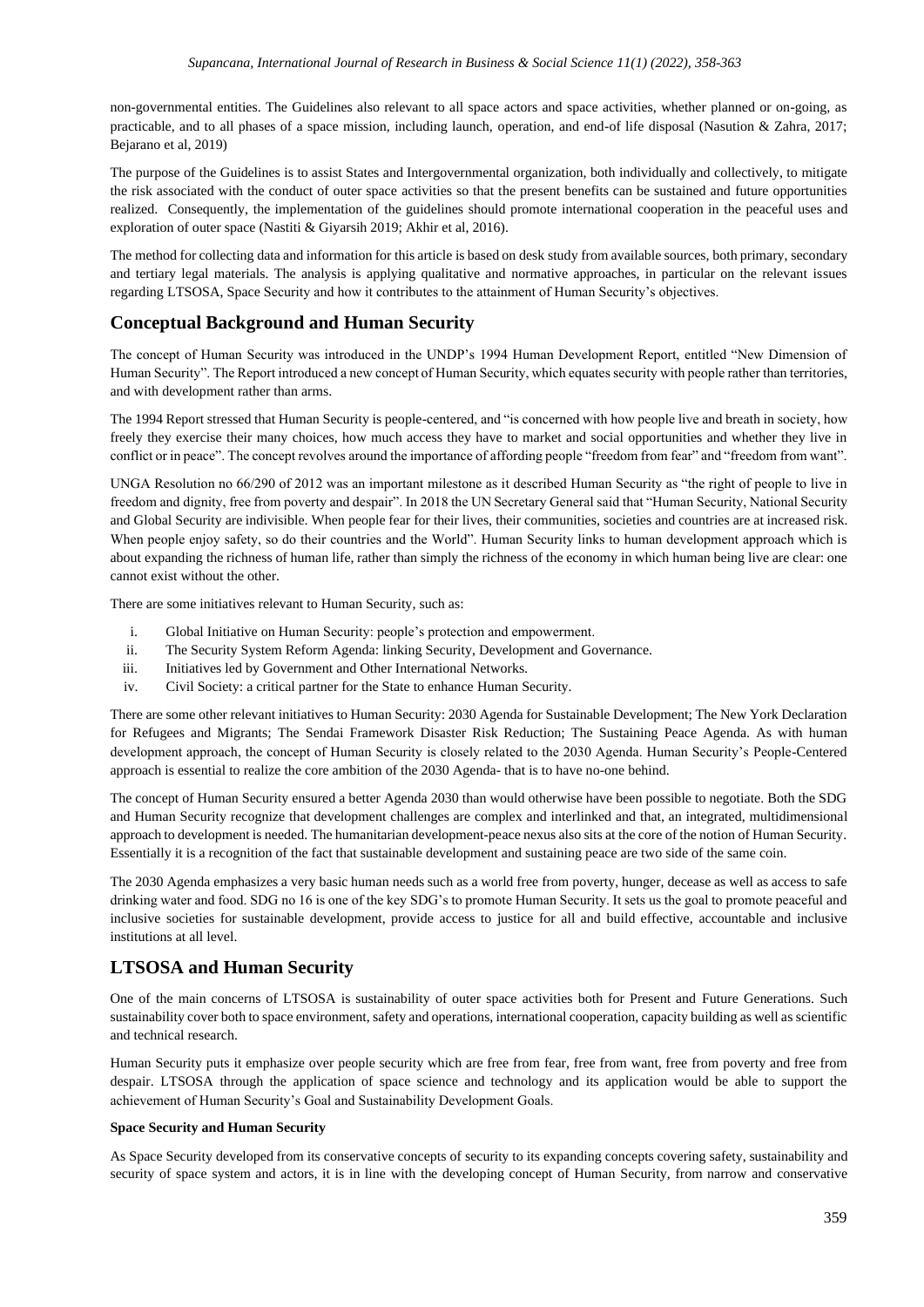non-governmental entities. The Guidelines also relevant to all space actors and space activities, whether planned or on-going, as practicable, and to all phases of a space mission, including launch, operation, and end-of life disposal (Nasution & Zahra, 2017; Bejarano et al, 2019)

The purpose of the Guidelines is to assist States and Intergovernmental organization, both individually and collectively, to mitigate the risk associated with the conduct of outer space activities so that the present benefits can be sustained and future opportunities realized. Consequently, the implementation of the guidelines should promote international cooperation in the peaceful uses and exploration of outer space (Nastiti & Giyarsih 2019; Akhir et al, 2016).

The method for collecting data and information for this article is based on desk study from available sources, both primary, secondary and tertiary legal materials. The analysis is applying qualitative and normative approaches, in particular on the relevant issues regarding LTSOSA, Space Security and how it contributes to the attainment of Human Security's objectives.

## Conceptual Background and Human Security

The concept of Human Security was introduced in the UNDP's 1994 Human Development Report, entitled "New Dimension of Human Security". The Report introduced a new concept of Human Security, which equates security with people rather than territories, and with development rather than arms.

The 1994 Report stressed that Human Security is people-centered, and "is concerned with how people live and breath in society, how freely they exercise their many choices, how much access they have to market and social opportunities and whether they live in conflict or in peace". The concept revolves around the importance of affording people "freedom from fear" and "freedom from want".

UNGA Resolution no 66/290 of 2012 was an important milestone as it described Human Security as "the right of people to live in freedom and dignity, free from poverty and despair". In 2018 the UN Secretary General said that "Human Security, National Security and Global Security are indivisible. When people fear for their lives, their communities, societies and countries are at increased risk. When people enjoy safety, so do their countries and the World". Human Security links to human development approach which is about expanding the richness of human life, rather than simply the richness of the economy in which human being live are clear: one cannot exist without the other.

There are some initiatives relevant to Human Security, such as:

i. Global Initiative on Human Security: people's protection and empowerment.
ii. The Security System Reform Agenda: linking Security, Development and Governance.
iii. Initiatives led by Government and Other International Networks.
iv. Civil Society: a critical partner for the State to enhance Human Security.

There are some other relevant initiatives to Human Security: 2030 Agenda for Sustainable Development; The New York Declaration for Refugees and Migrants; The Sendai Framework Disaster Risk Reduction; The Sustaining Peace Agenda. As with human development approach, the concept of Human Security is closely related to the 2030 Agenda. Human Security's People-Centered approach is essential to realize the core ambition of the 2030 Agenda- that is to have no-one behind.

The concept of Human Security ensured a better Agenda 2030 than would otherwise have been possible to negotiate. Both the SDG and Human Security recognize that development challenges are complex and interlinked and that, an integrated, multidimensional approach to development is needed. The humanitarian development-peace nexus also sits at the core of the notion of Human Security. Essentially it is a recognition of the fact that sustainable development and sustaining peace are two side of the same coin.

The 2030 Agenda emphasizes a very basic human needs such as a world free from poverty, hunger, decease as well as access to safe drinking water and food. SDG no 16 is one of the key SDG's to promote Human Security. It sets us the goal to promote peaceful and inclusive societies for sustainable development, provide access to justice for all and build effective, accountable and inclusive institutions at all level.

## LTSOSA and Human Security

One of the main concerns of LTSOSA is sustainability of outer space activities both for Present and Future Generations. Such sustainability cover both to space environment, safety and operations, international cooperation, capacity building as well as scientific and technical research.

Human Security puts it emphasize over people security which are free from fear, free from want, free from poverty and free from despair. LTSOSA through the application of space science and technology and its application would be able to support the achievement of Human Security's Goal and Sustainability Development Goals.

### Space Security and Human Security

As Space Security developed from its conservative concepts of security to its expanding concepts covering safety, sustainability and security of space system and actors, it is in line with the developing concept of Human Security, from narrow and conservative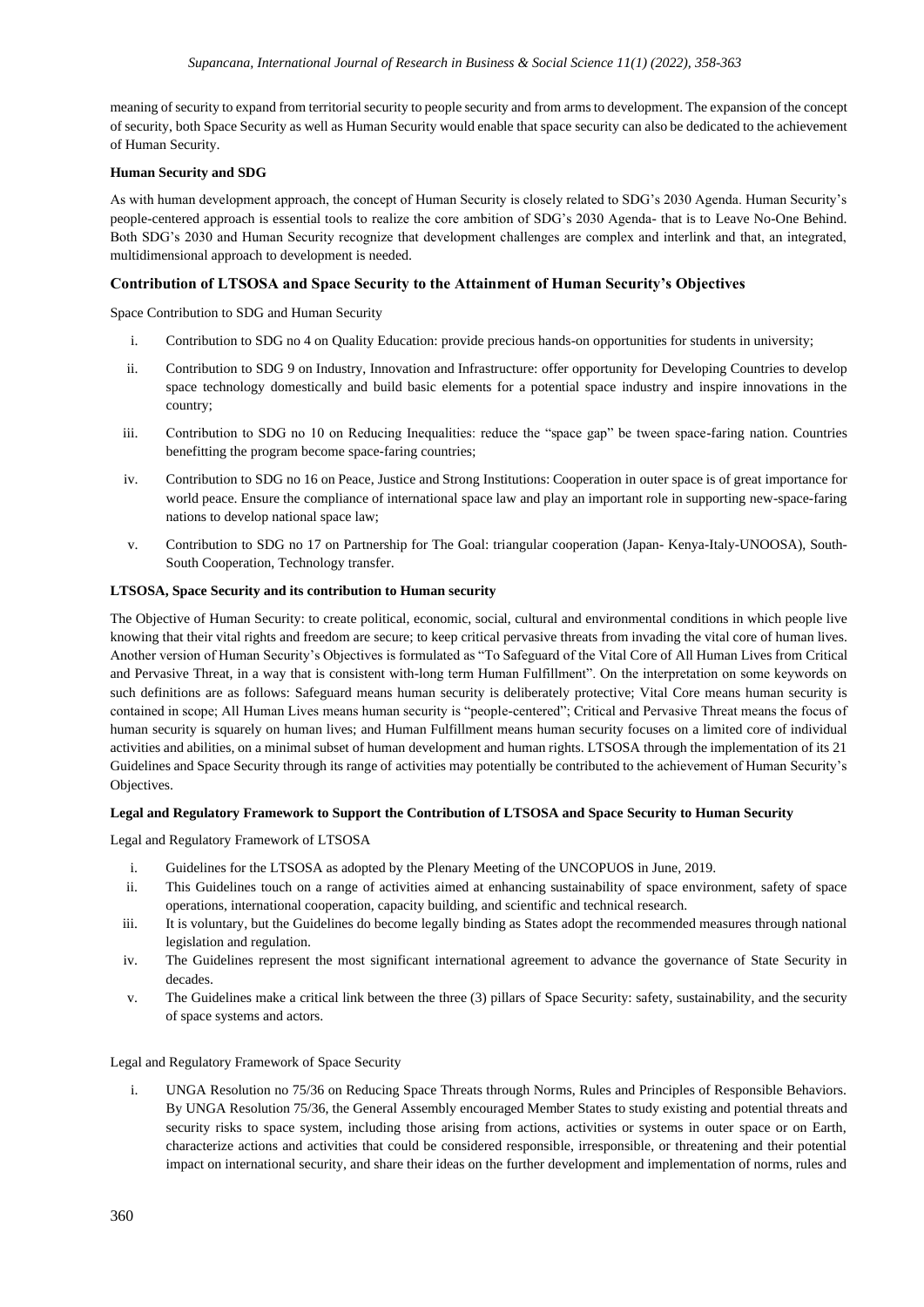meaning of security to expand from territorial security to people security and from arms to development. The expansion of the concept of security, both Space Security as well as Human Security would enable that space security can also be dedicated to the achievement of Human Security.

**Human Security and SDG**

As with human development approach, the concept of Human Security is closely related to SDG's 2030 Agenda. Human Security's people-centered approach is essential tools to realize the core ambition of SDG's 2030 Agenda- that is to Leave No-One Behind. Both SDG's 2030 and Human Security recognize that development challenges are complex and interlink and that, an integrated, multidimensional approach to development is needed.

### Contribution of LTSOSA and Space Security to the Attainment of Human Security's Objectives

Space Contribution to SDG and Human Security

i. Contribution to SDG no 4 on Quality Education: provide precious hands-on opportunities for students in university;

ii. Contribution to SDG 9 on Industry, Innovation and Infrastructure: offer opportunity for Developing Countries to develop space technology domestically and build basic elements for a potential space industry and inspire innovations in the country;

iii. Contribution to SDG no 10 on Reducing Inequalities: reduce the "space gap" be tween space-faring nation. Countries benefitting the program become space-faring countries;

iv. Contribution to SDG no 16 on Peace, Justice and Strong Institutions: Cooperation in outer space is of great importance for world peace. Ensure the compliance of international space law and play an important role in supporting new-space-faring nations to develop national space law;

v. Contribution to SDG no 17 on Partnership for The Goal: triangular cooperation (Japan- Kenya-Italy-UNOOSA), South-South Cooperation, Technology transfer.

**LTSOSA, Space Security and its contribution to Human security**

The Objective of Human Security: to create political, economic, social, cultural and environmental conditions in which people live knowing that their vital rights and freedom are secure; to keep critical pervasive threats from invading the vital core of human lives. Another version of Human Security's Objectives is formulated as "To Safeguard of the Vital Core of All Human Lives from Critical and Pervasive Threat, in a way that is consistent with-long term Human Fulfillment". On the interpretation on some keywords on such definitions are as follows: Safeguard means human security is deliberately protective; Vital Core means human security is contained in scope; All Human Lives means human security is "people-centered"; Critical and Pervasive Threat means the focus of human security is squarely on human lives; and Human Fulfillment means human security focuses on a limited core of individual activities and abilities, on a minimal subset of human development and human rights. LTSOSA through the implementation of its 21 Guidelines and Space Security through its range of activities may potentially be contributed to the achievement of Human Security's Objectives.

**Legal and Regulatory Framework to Support the Contribution of LTSOSA and Space Security to Human Security**

Legal and Regulatory Framework of LTSOSA

i. Guidelines for the LTSOSA as adopted by the Plenary Meeting of the UNCOPUOS in June, 2019.
ii. This Guidelines touch on a range of activities aimed at enhancing sustainability of space environment, safety of space operations, international cooperation, capacity building, and scientific and technical research.
iii. It is voluntary, but the Guidelines do become legally binding as States adopt the recommended measures through national legislation and regulation.
iv. The Guidelines represent the most significant international agreement to advance the governance of State Security in decades.
v. The Guidelines make a critical link between the three (3) pillars of Space Security: safety, sustainability, and the security of space systems and actors.

Legal and Regulatory Framework of Space Security

i. UNGA Resolution no 75/36 on Reducing Space Threats through Norms, Rules and Principles of Responsible Behaviors. By UNGA Resolution 75/36, the General Assembly encouraged Member States to study existing and potential threats and security risks to space system, including those arising from actions, activities or systems in outer space or on Earth, characterize actions and activities that could be considered responsible, irresponsible, or threatening and their potential impact on international security, and share their ideas on the further development and implementation of norms, rules and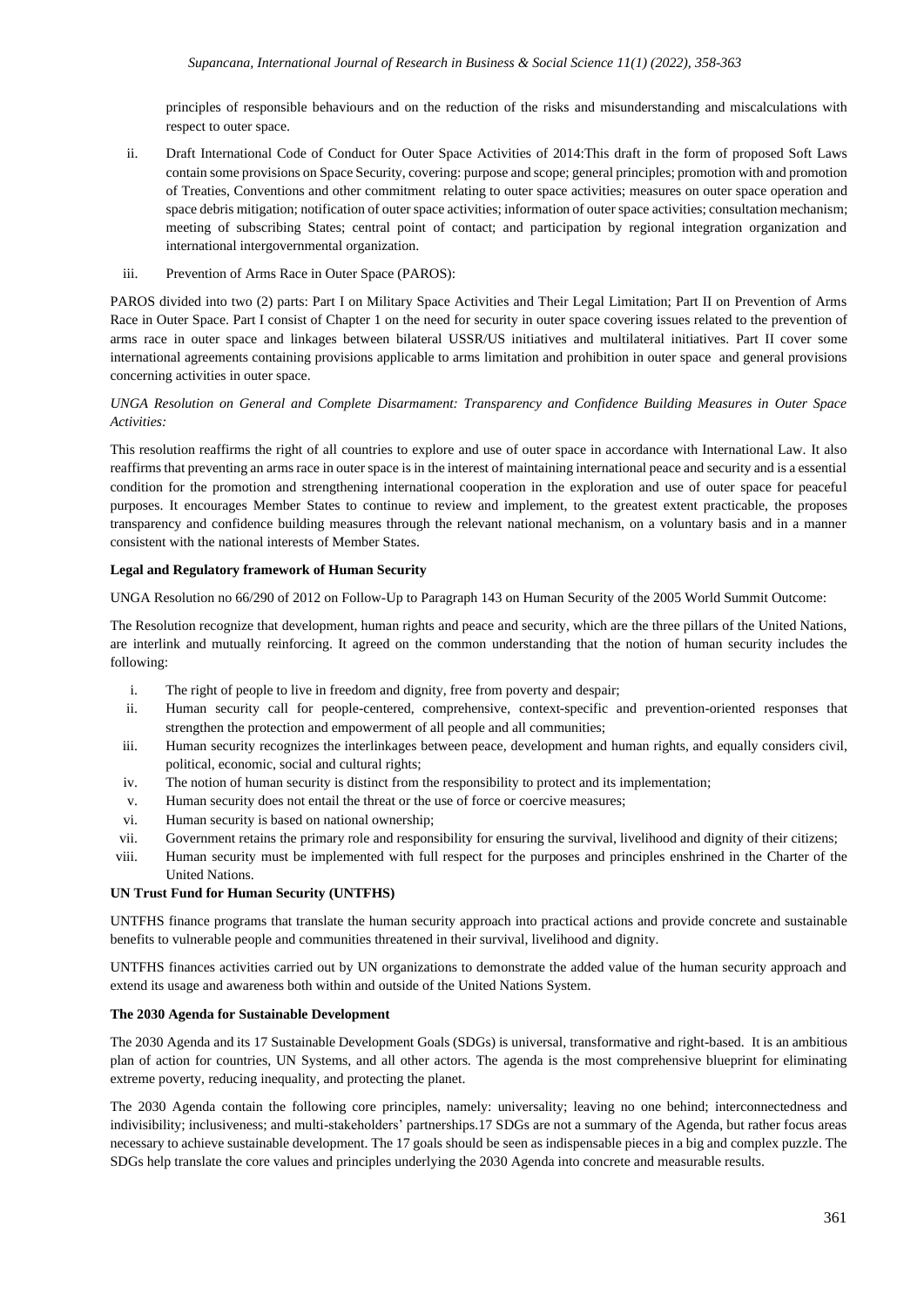principles of responsible behaviours and on the reduction of the risks and misunderstanding and miscalculations with respect to outer space.

ii. Draft International Code of Conduct for Outer Space Activities of 2014:This draft in the form of proposed Soft Laws contain some provisions on Space Security, covering: purpose and scope; general principles; promotion with and promotion of Treaties, Conventions and other commitment relating to outer space activities; measures on outer space operation and space debris mitigation; notification of outer space activities; information of outer space activities; consultation mechanism; meeting of subscribing States; central point of contact; and participation by regional integration organization and international intergovernmental organization.

iii. Prevention of Arms Race in Outer Space (PAROS):

PAROS divided into two (2) parts: Part I on Military Space Activities and Their Legal Limitation; Part II on Prevention of Arms Race in Outer Space. Part I consist of Chapter 1 on the need for security in outer space covering issues related to the prevention of arms race in outer space and linkages between bilateral USSR/US initiatives and multilateral initiatives. Part II cover some international agreements containing provisions applicable to arms limitation and prohibition in outer space and general provisions concerning activities in outer space.

*UNGA Resolution on General and Complete Disarmament: Transparency and Confidence Building Measures in Outer Space Activities:*

This resolution reaffirms the right of all countries to explore and use of outer space in accordance with International Law. It also reaffirms that preventing an arms race in outer space is in the interest of maintaining international peace and security and is a essential condition for the promotion and strengthening international cooperation in the exploration and use of outer space for peaceful purposes. It encourages Member States to continue to review and implement, to the greatest extent practicable, the proposes transparency and confidence building measures through the relevant national mechanism, on a voluntary basis and in a manner consistent with the national interests of Member States.

**Legal and Regulatory framework of Human Security**

UNGA Resolution no 66/290 of 2012 on Follow-Up to Paragraph 143 on Human Security of the 2005 World Summit Outcome:

The Resolution recognize that development, human rights and peace and security, which are the three pillars of the United Nations, are interlink and mutually reinforcing. It agreed on the common understanding that the notion of human security includes the following:

i. The right of people to live in freedom and dignity, free from poverty and despair;
ii. Human security call for people-centered, comprehensive, context-specific and prevention-oriented responses that strengthen the protection and empowerment of all people and all communities;
iii. Human security recognizes the interlinkages between peace, development and human rights, and equally considers civil, political, economic, social and cultural rights;
iv. The notion of human security is distinct from the responsibility to protect and its implementation;
v. Human security does not entail the threat or the use of force or coercive measures;
vi. Human security is based on national ownership;
vii. Government retains the primary role and responsibility for ensuring the survival, livelihood and dignity of their citizens;
viii. Human security must be implemented with full respect for the purposes and principles enshrined in the Charter of the United Nations.

**UN Trust Fund for Human Security (UNTFHS)**

UNTFHS finance programs that translate the human security approach into practical actions and provide concrete and sustainable benefits to vulnerable people and communities threatened in their survival, livelihood and dignity.

UNTFHS finances activities carried out by UN organizations to demonstrate the added value of the human security approach and extend its usage and awareness both within and outside of the United Nations System.

**The 2030 Agenda for Sustainable Development**

The 2030 Agenda and its 17 Sustainable Development Goals (SDGs) is universal, transformative and right-based. It is an ambitious plan of action for countries, UN Systems, and all other actors. The agenda is the most comprehensive blueprint for eliminating extreme poverty, reducing inequality, and protecting the planet.

The 2030 Agenda contain the following core principles, namely: universality; leaving no one behind; interconnectedness and indivisibility; inclusiveness; and multi-stakeholders' partnerships.17 SDGs are not a summary of the Agenda, but rather focus areas necessary to achieve sustainable development. The 17 goals should be seen as indispensable pieces in a big and complex puzzle. The SDGs help translate the core values and principles underlying the 2030 Agenda into concrete and measurable results.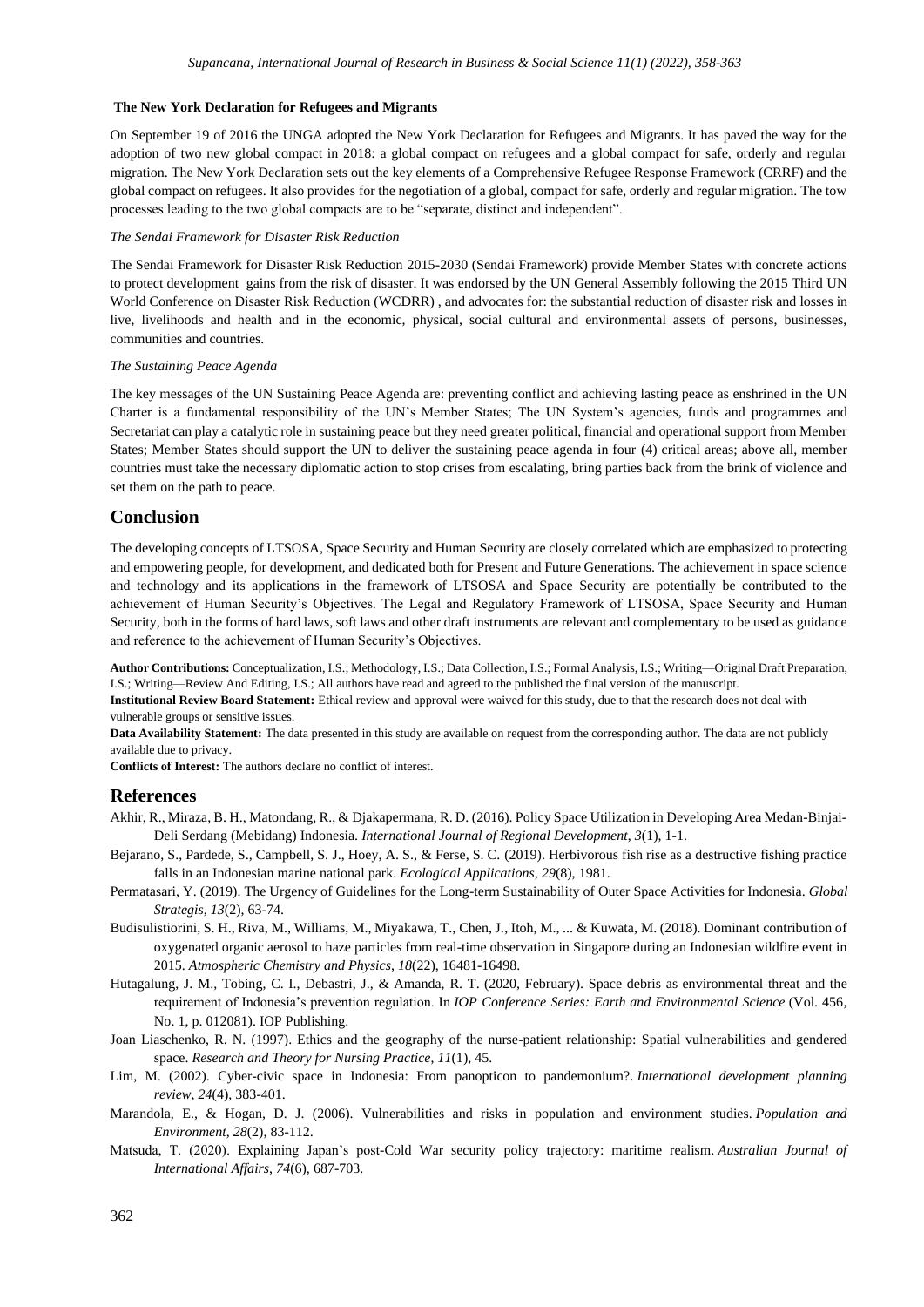**The New York Declaration for Refugees and Migrants**

On September 19 of 2016 the UNGA adopted the New York Declaration for Refugees and Migrants. It has paved the way for the adoption of two new global compact in 2018: a global compact on refugees and a global compact for safe, orderly and regular migration. The New York Declaration sets out the key elements of a Comprehensive Refugee Response Framework (CRRF) and the global compact on refugees. It also provides for the negotiation of a global, compact for safe, orderly and regular migration. The tow processes leading to the two global compacts are to be "separate, distinct and independent".

*The Sendai Framework for Disaster Risk Reduction*

The Sendai Framework for Disaster Risk Reduction 2015-2030 (Sendai Framework) provide Member States with concrete actions to protect development gains from the risk of disaster. It was endorsed by the UN General Assembly following the 2015 Third UN World Conference on Disaster Risk Reduction (WCDRR) , and advocates for: the substantial reduction of disaster risk and losses in live, livelihoods and health and in the economic, physical, social cultural and environmental assets of persons, businesses, communities and countries.

*The Sustaining Peace Agenda*

The key messages of the UN Sustaining Peace Agenda are: preventing conflict and achieving lasting peace as enshrined in the UN Charter is a fundamental responsibility of the UN's Member States; The UN System's agencies, funds and programmes and Secretariat can play a catalytic role in sustaining peace but they need greater political, financial and operational support from Member States; Member States should support the UN to deliver the sustaining peace agenda in four (4) critical areas; above all, member countries must take the necessary diplomatic action to stop crises from escalating, bring parties back from the brink of violence and set them on the path to peace.

## Conclusion

The developing concepts of LTSOSA, Space Security and Human Security are closely correlated which are emphasized to protecting and empowering people, for development, and dedicated both for Present and Future Generations. The achievement in space science and technology and its applications in the framework of LTSOSA and Space Security are potentially be contributed to the achievement of Human Security's Objectives. The Legal and Regulatory Framework of LTSOSA, Space Security and Human Security, both in the forms of hard laws, soft laws and other draft instruments are relevant and complementary to be used as guidance and reference to the achievement of Human Security's Objectives.

**Author Contributions:** Conceptualization, I.S.; Methodology, I.S.; Data Collection, I.S.; Formal Analysis, I.S.; Writing—Original Draft Preparation, I.S.; Writing—Review And Editing, I.S.; All authors have read and agreed to the published the final version of the manuscript.

**Institutional Review Board Statement:** Ethical review and approval were waived for this study, due to that the research does not deal with vulnerable groups or sensitive issues.

**Data Availability Statement:** The data presented in this study are available on request from the corresponding author. The data are not publicly available due to privacy.

**Conflicts of Interest:** The authors declare no conflict of interest.

## References

Akhir, R., Miraza, B. H., Matondang, R., & Djakapermana, R. D. (2016). Policy Space Utilization in Developing Area Medan-Binjai-Deli Serdang (Mebidang) Indonesia. *International Journal of Regional Development*, *3*(1), 1-1.

Bejarano, S., Pardede, S., Campbell, S. J., Hoey, A. S., & Ferse, S. C. (2019). Herbivorous fish rise as a destructive fishing practice falls in an Indonesian marine national park. *Ecological Applications*, *29*(8), 1981.

Permatasari, Y. (2019). The Urgency of Guidelines for the Long-term Sustainability of Outer Space Activities for Indonesia. *Global Strategis*, *13*(2), 63-74.

Budisulistiorini, S. H., Riva, M., Williams, M., Miyakawa, T., Chen, J., Itoh, M., ... & Kuwata, M. (2018). Dominant contribution of oxygenated organic aerosol to haze particles from real-time observation in Singapore during an Indonesian wildfire event in 2015. *Atmospheric Chemistry and Physics*, *18*(22), 16481-16498.

Hutagalung, J. M., Tobing, C. I., Debastri, J., & Amanda, R. T. (2020, February). Space debris as environmental threat and the requirement of Indonesia's prevention regulation. In *IOP Conference Series: Earth and Environmental Science* (Vol. 456, No. 1, p. 012081). IOP Publishing.

Joan Liaschenko, R. N. (1997). Ethics and the geography of the nurse-patient relationship: Spatial vulnerabilities and gendered space. *Research and Theory for Nursing Practice*, *11*(1), 45.

Lim, M. (2002). Cyber-civic space in Indonesia: From panopticon to pandemonium?. *International development planning review*, *24*(4), 383-401.

Marandola, E., & Hogan, D. J. (2006). Vulnerabilities and risks in population and environment studies. *Population and Environment*, *28*(2), 83-112.

Matsuda, T. (2020). Explaining Japan's post-Cold War security policy trajectory: maritime realism. *Australian Journal of International Affairs*, *74*(6), 687-703.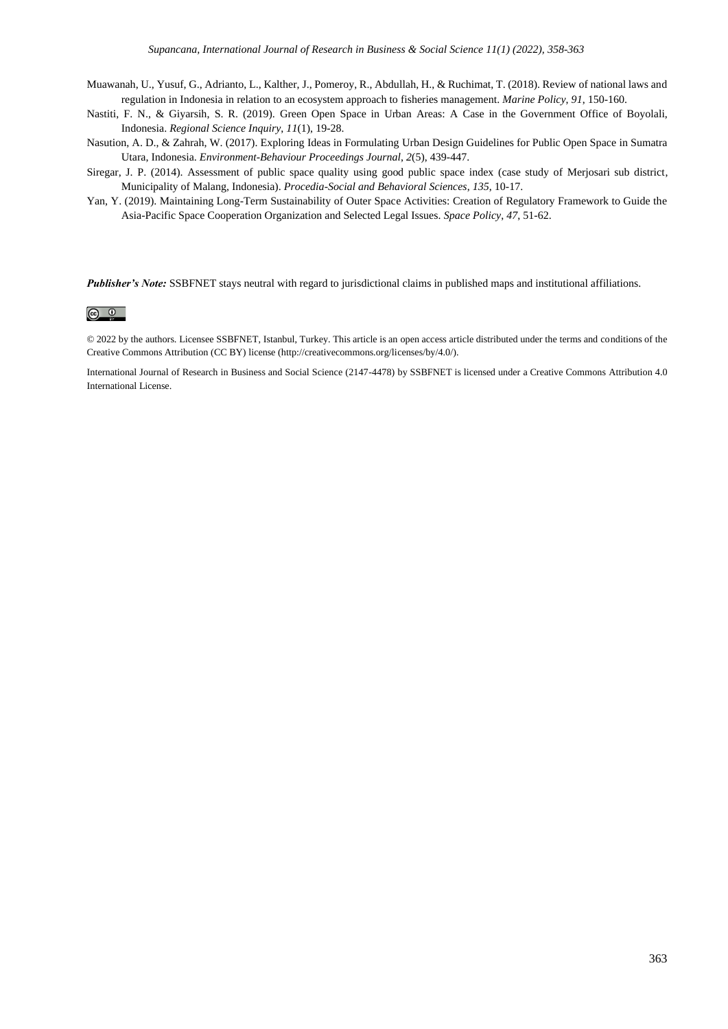Muawanah, U., Yusuf, G., Adrianto, L., Kalther, J., Pomeroy, R., Abdullah, H., & Ruchimat, T. (2018). Review of national laws and regulation in Indonesia in relation to an ecosystem approach to fisheries management. *Marine Policy*, *91*, 150-160.

Nastiti, F. N., & Giyarsih, S. R. (2019). Green Open Space in Urban Areas: A Case in the Government Office of Boyolali, Indonesia. *Regional Science Inquiry*, *11*(1), 19-28.

Nasution, A. D., & Zahrah, W. (2017). Exploring Ideas in Formulating Urban Design Guidelines for Public Open Space in Sumatra Utara, Indonesia. *Environment-Behaviour Proceedings Journal*, *2*(5), 439-447.

Siregar, J. P. (2014). Assessment of public space quality using good public space index (case study of Merjosari sub district, Municipality of Malang, Indonesia). *Procedia-Social and Behavioral Sciences*, *135*, 10-17.

Yan, Y. (2019). Maintaining Long-Term Sustainability of Outer Space Activities: Creation of Regulatory Framework to Guide the Asia-Pacific Space Cooperation Organization and Selected Legal Issues. *Space Policy*, *47*, 51-62.

***Publisher's Note:*** SSBFNET stays neutral with regard to jurisdictional claims in published maps and institutional affiliations.

© 2022 by the authors. Licensee SSBFNET, Istanbul, Turkey. This article is an open access article distributed under the terms and conditions of the Creative Commons Attribution (CC BY) license (http://creativecommons.org/licenses/by/4.0/).

International Journal of Research in Business and Social Science (2147-4478) by SSBFNET is licensed under a Creative Commons Attribution 4.0 International License.